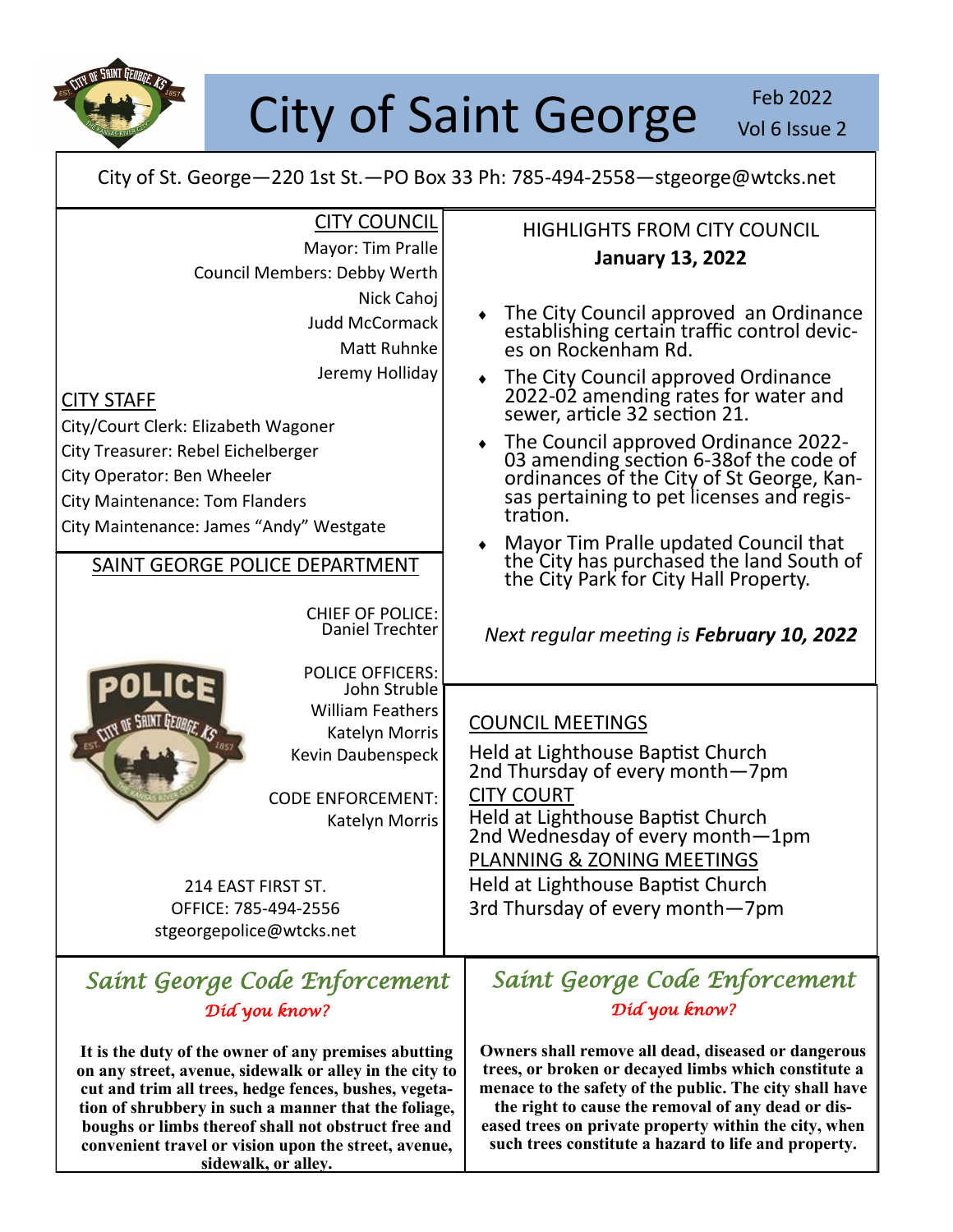# City of Saint George

Feb 2022
Vol 6 Issue 2

City of St. George—220 1st St.—PO Box 33 Ph: 785-494-2558—stgeorge@wtcks.net

## CITY COUNCIL

Mayor: Tim Pralle
Council Members: Debby Werth
Nick Cahoj
Judd McCormack
Matt Ruhnke
Jeremy Holliday

## CITY STAFF

City/Court Clerk: Elizabeth Wagoner
City Treasurer: Rebel Eichelberger
City Operator: Ben Wheeler
City Maintenance: Tom Flanders
City Maintenance: James "Andy" Westgate

## SAINT GEORGE POLICE DEPARTMENT

CHIEF OF POLICE:
Daniel Trechter

POLICE OFFICERS:
John Struble
William Feathers
Katelyn Morris
Kevin Daubenspeck

CODE ENFORCEMENT:
Katelyn Morris

214 EAST FIRST ST.
OFFICE: 785-494-2556
stgeorgepolice@wtcks.net

## HIGHLIGHTS FROM CITY COUNCIL

**January 13, 2022**

- The City Council approved an Ordinance establishing certain traffic control devices on Rockenham Rd.
- The City Council approved Ordinance 2022-02 amending rates for water and sewer, article 32 section 21.
- The Council approved Ordinance 2022-03 amending section 6-38of the code of ordinances of the City of St George, Kansas pertaining to pet licenses and registration.
- Mayor Tim Pralle updated Council that the City has purchased the land South of the City Park for City Hall Property.

*Next regular meeting is **February 10, 2022***

## COUNCIL MEETINGS

Held at Lighthouse Baptist Church
2nd Thursday of every month—7pm

## CITY COURT

Held at Lighthouse Baptist Church
2nd Wednesday of every month—1pm

## PLANNING & ZONING MEETINGS

Held at Lighthouse Baptist Church
3rd Thursday of every month—7pm

## *Saint George Code Enforcement*

*Did you know?*

**It is the duty of the owner of any premises abutting on any street, avenue, sidewalk or alley in the city to cut and trim all trees, hedge fences, bushes, vegetation of shrubbery in such a manner that the foliage, boughs or limbs thereof shall not obstruct free and convenient travel or vision upon the street, avenue, sidewalk, or alley.**

## *Saint George Code Enforcement*

*Did you know?*

**Owners shall remove all dead, diseased or dangerous trees, or broken or decayed limbs which constitute a menace to the safety of the public. The city shall have the right to cause the removal of any dead or diseased trees on private property within the city, when such trees constitute a hazard to life and property.**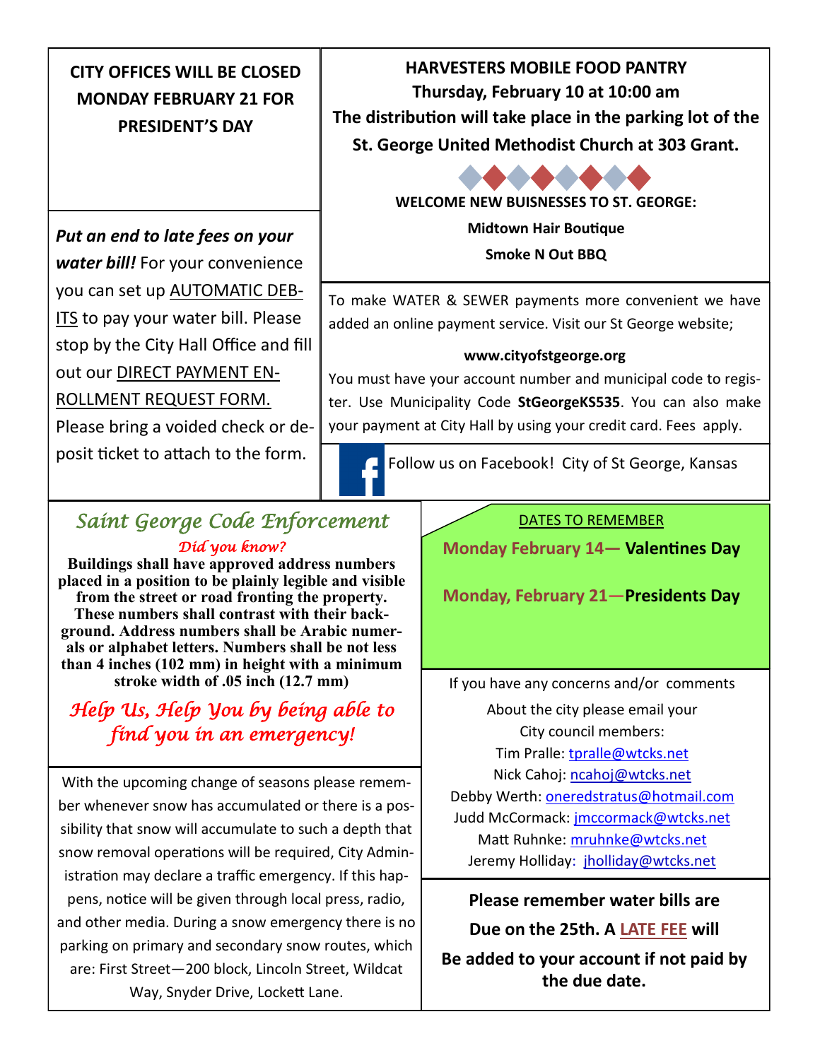**CITY OFFICES WILL BE CLOSED MONDAY FEBRUARY 21 FOR PRESIDENT'S DAY**

**HARVESTERS MOBILE FOOD PANTRY**
**Thursday, February 10 at 10:00 am**
**The distribution will take place in the parking lot of the St. George United Methodist Church at 303 Grant.**

**WELCOME NEW BUISNESSES TO ST. GEORGE:**

**Midtown Hair Boutique**

**Smoke N Out BBQ**

***Put an end to late fees on your water bill!*** For your convenience you can set up AUTOMATIC DEBITS to pay your water bill. Please stop by the City Hall Office and fill out our DIRECT PAYMENT ENROLLMENT REQUEST FORM. Please bring a voided check or deposit ticket to attach to the form.

To make WATER & SEWER payments more convenient we have added an online payment service. Visit our St George website;

**www.cityofstgeorge.org**

You must have your account number and municipal code to register. Use Municipality Code **StGeorgeKS535**. You can also make your payment at City Hall by using your credit card. Fees apply.

Follow us on Facebook! City of St George, Kansas

## *Saint George Code Enforcement*

*Did you know?*

**Buildings shall have approved address numbers placed in a position to be plainly legible and visible from the street or road fronting the property. These numbers shall contrast with their background. Address numbers shall be Arabic numerals or alphabet letters. Numbers shall be not less than 4 inches (102 mm) in height with a minimum stroke width of .05 inch (12.7 mm)**

*Help Us, Help You by being able to find you in an emergency!*

DATES TO REMEMBER

**Monday February 14— Valentines Day**

**Monday, February 21—Presidents Day**

With the upcoming change of seasons please remember whenever snow has accumulated or there is a possibility that snow will accumulate to such a depth that snow removal operations will be required, City Administration may declare a traffic emergency. If this happens, notice will be given through local press, radio, and other media. During a snow emergency there is no parking on primary and secondary snow routes, which are: First Street—200 block, Lincoln Street, Wildcat Way, Snyder Drive, Lockett Lane.

If you have any concerns and/or comments About the city please email your City council members:

Tim Pralle: tpralle@wtcks.net
Nick Cahoj: ncahoj@wtcks.net
Debby Werth: oneredstratus@hotmail.com
Judd McCormack: jmccormack@wtcks.net
Matt Ruhnke: mruhnke@wtcks.net
Jeremy Holliday: jholliday@wtcks.net

**Please remember water bills are Due on the 25th. A LATE FEE will Be added to your account if not paid by the due date.**